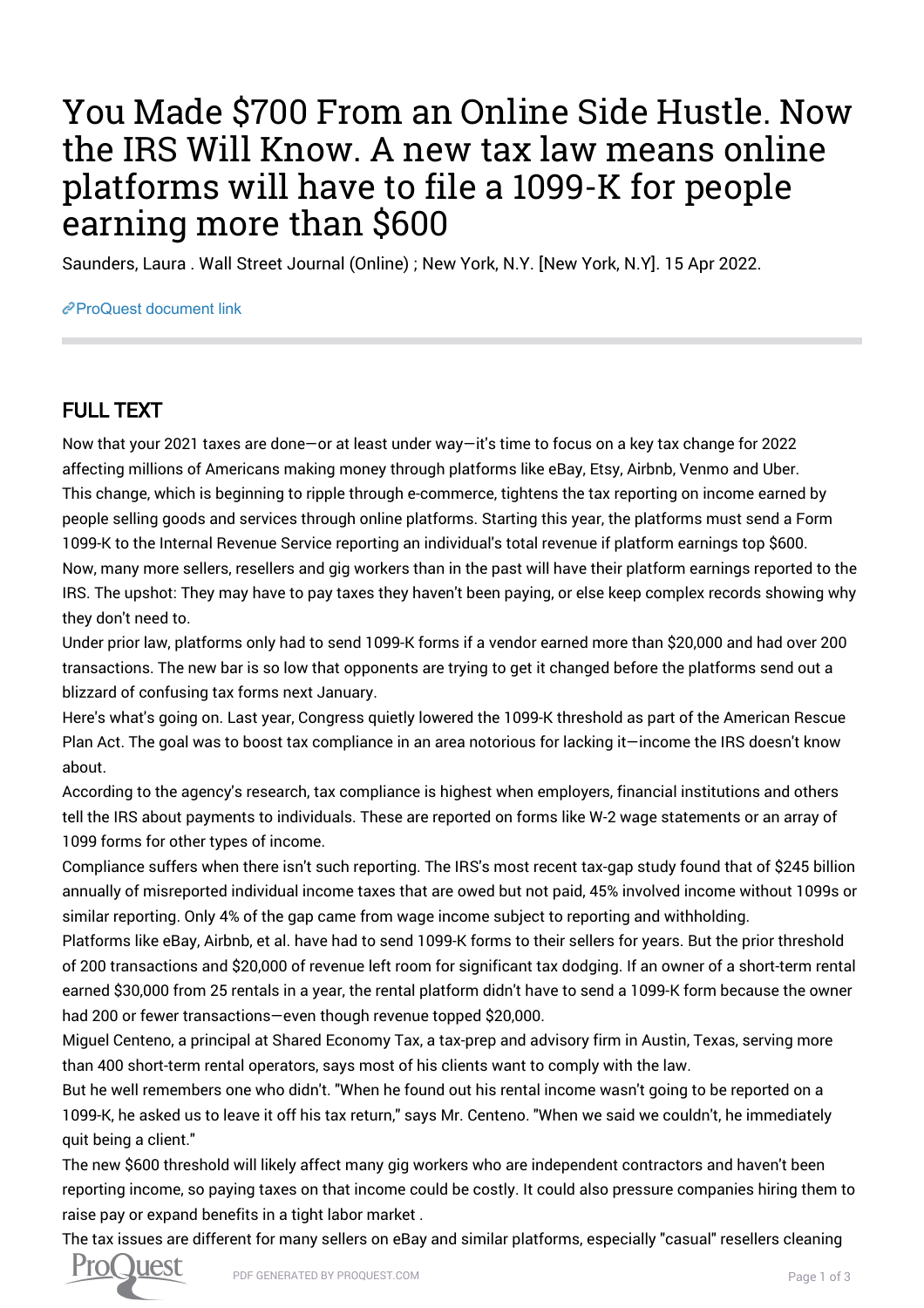# You Made $700 From an Online Side Hustle. Now the IRS Will Know. A new tax law means online platforms will have to file a 1099-K for people earning more than $600

Saunders, Laura . Wall Street Journal (Online) ; New York, N.Y. [New York, N.Y]. 15 Apr 2022.

ProQuest document link

## FULL TEXT

Now that your 2021 taxes are done—or at least under way—it's time to focus on a key tax change for 2022 affecting millions of Americans making money through platforms like eBay, Etsy, Airbnb, Venmo and Uber.

This change, which is beginning to ripple through e-commerce, tightens the tax reporting on income earned by people selling goods and services through online platforms. Starting this year, the platforms must send a Form 1099-K to the Internal Revenue Service reporting an individual's total revenue if platform earnings top $600.

Now, many more sellers, resellers and gig workers than in the past will have their platform earnings reported to the IRS. The upshot: They may have to pay taxes they haven't been paying, or else keep complex records showing why they don't need to.

Under prior law, platforms only had to send 1099-K forms if a vendor earned more than $20,000 and had over 200 transactions. The new bar is so low that opponents are trying to get it changed before the platforms send out a blizzard of confusing tax forms next January.

Here's what's going on. Last year, Congress quietly lowered the 1099-K threshold as part of the American Rescue Plan Act. The goal was to boost tax compliance in an area notorious for lacking it—income the IRS doesn't know about.

According to the agency's research, tax compliance is highest when employers, financial institutions and others tell the IRS about payments to individuals. These are reported on forms like W-2 wage statements or an array of 1099 forms for other types of income.

Compliance suffers when there isn't such reporting. The IRS's most recent tax-gap study found that of $245 billion annually of misreported individual income taxes that are owed but not paid, 45% involved income without 1099s or similar reporting. Only 4% of the gap came from wage income subject to reporting and withholding.

Platforms like eBay, Airbnb, et al. have had to send 1099-K forms to their sellers for years. But the prior threshold of 200 transactions and $20,000 of revenue left room for significant tax dodging. If an owner of a short-term rental earned $30,000 from 25 rentals in a year, the rental platform didn't have to send a 1099-K form because the owner had 200 or fewer transactions—even though revenue topped $20,000.

Miguel Centeno, a principal at Shared Economy Tax, a tax-prep and advisory firm in Austin, Texas, serving more than 400 short-term rental operators, says most of his clients want to comply with the law.

But he well remembers one who didn't. "When he found out his rental income wasn't going to be reported on a 1099-K, he asked us to leave it off his tax return," says Mr. Centeno. "When we said we couldn't, he immediately quit being a client."

The new $600 threshold will likely affect many gig workers who are independent contractors and haven't been reporting income, so paying taxes on that income could be costly. It could also pressure companies hiring them to raise pay or expand benefits in a tight labor market .

The tax issues are different for many sellers on eBay and similar platforms, especially "casual" resellers cleaning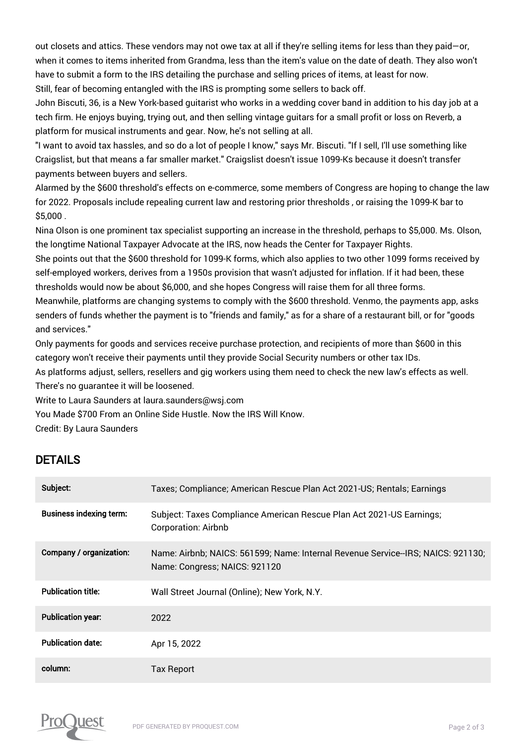out closets and attics. These vendors may not owe tax at all if they're selling items for less than they paid—or, when it comes to items inherited from Grandma, less than the item's value on the date of death. They also won't have to submit a form to the IRS detailing the purchase and selling prices of items, at least for now.

Still, fear of becoming entangled with the IRS is prompting some sellers to back off.

John Biscuti, 36, is a New York-based guitarist who works in a wedding cover band in addition to his day job at a tech firm. He enjoys buying, trying out, and then selling vintage guitars for a small profit or loss on Reverb, a platform for musical instruments and gear. Now, he's not selling at all.

"I want to avoid tax hassles, and so do a lot of people I know," says Mr. Biscuti. "If I sell, I'll use something like Craigslist, but that means a far smaller market." Craigslist doesn't issue 1099-Ks because it doesn't transfer payments between buyers and sellers.

Alarmed by the $600 threshold's effects on e-commerce, some members of Congress are hoping to change the law for 2022. Proposals include repealing current law and restoring prior thresholds , or raising the 1099-K bar to $5,000 .

Nina Olson is one prominent tax specialist supporting an increase in the threshold, perhaps to $5,000. Ms. Olson, the longtime National Taxpayer Advocate at the IRS, now heads the Center for Taxpayer Rights.

She points out that the $600 threshold for 1099-K forms, which also applies to two other 1099 forms received by self-employed workers, derives from a 1950s provision that wasn't adjusted for inflation. If it had been, these thresholds would now be about $6,000, and she hopes Congress will raise them for all three forms.

Meanwhile, platforms are changing systems to comply with the $600 threshold. Venmo, the payments app, asks senders of funds whether the payment is to "friends and family," as for a share of a restaurant bill, or for "goods and services."

Only payments for goods and services receive purchase protection, and recipients of more than $600 in this category won't receive their payments until they provide Social Security numbers or other tax IDs.

As platforms adjust, sellers, resellers and gig workers using them need to check the new law's effects as well. There's no guarantee it will be loosened.

Write to Laura Saunders at laura.saunders@wsj.com

You Made $700 From an Online Side Hustle. Now the IRS Will Know.

Credit: By Laura Saunders

## DETAILS

| | |
|---|---|
| **Subject:** | Taxes; Compliance; American Rescue Plan Act 2021-US; Rentals; Earnings |
| **Business indexing term:** | Subject: Taxes Compliance American Rescue Plan Act 2021-US Earnings; Corporation: Airbnb |
| **Company / organization:** | Name: Airbnb; NAICS: 561599; Name: Internal Revenue Service--IRS; NAICS: 921130; Name: Congress; NAICS: 921120 |
| **Publication title:** | Wall Street Journal (Online); New York, N.Y. |
| **Publication year:** | 2022 |
| **Publication date:** | Apr 15, 2022 |
| **column:** | Tax Report |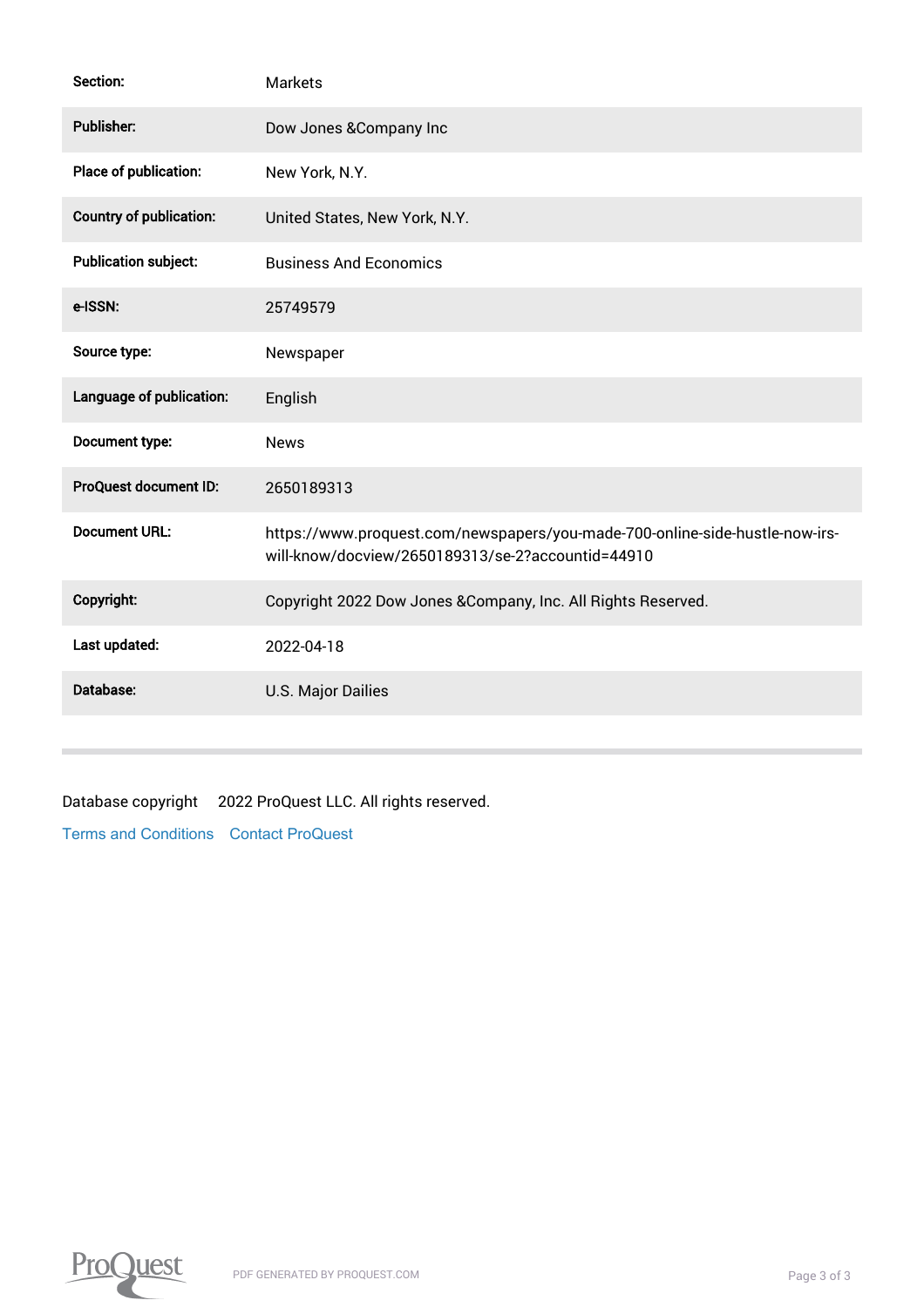| | |
|---|---|
| **Section:** | Markets |
| **Publisher:** | Dow Jones &Company Inc |
| **Place of publication:** | New York, N.Y. |
| **Country of publication:** | United States, New York, N.Y. |
| **Publication subject:** | Business And Economics |
| **e-ISSN:** | 25749579 |
| **Source type:** | Newspaper |
| **Language of publication:** | English |
| **Document type:** | News |
| **ProQuest document ID:** | 2650189313 |
| **Document URL:** | https://www.proquest.com/newspapers/you-made-700-online-side-hustle-now-irs-will-know/docview/2650189313/se-2?accountid=44910 |
| **Copyright:** | Copyright 2022 Dow Jones &Company, Inc. All Rights Reserved. |
| **Last updated:** | 2022-04-18 |
| **Database:** | U.S. Major Dailies |

Database copyright 2022 ProQuest LLC. All rights reserved.

Terms and Conditions Contact ProQuest